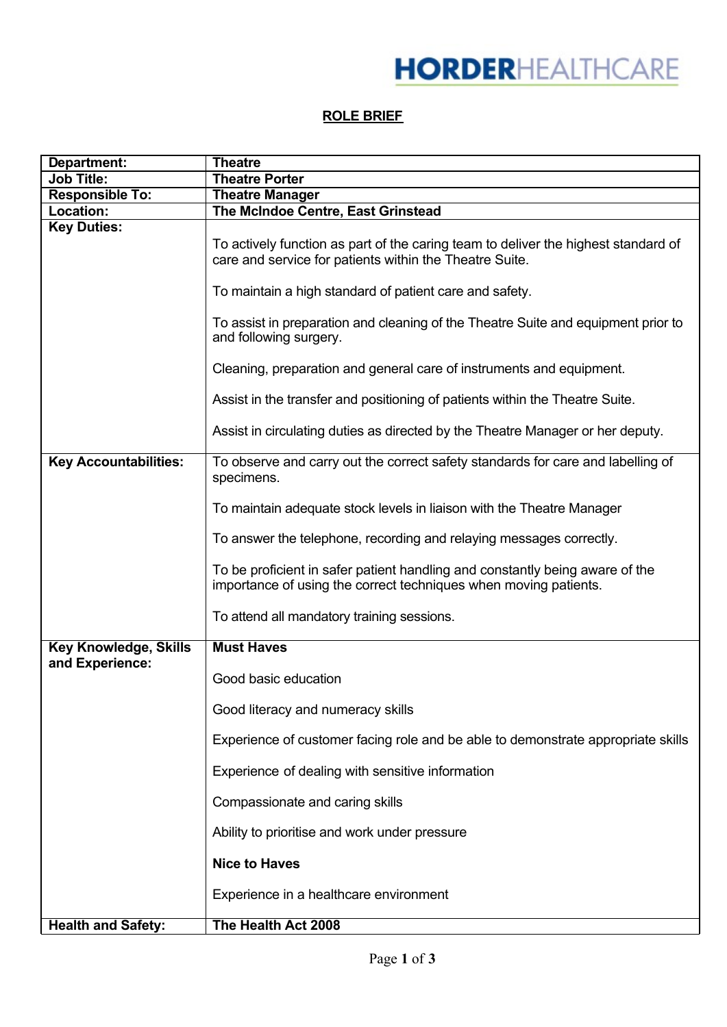HORDERHEALTHCARE

## ROLE BRIEF

| Department: | Theatre |
|---|---|
| **Job Title:** | **Theatre Porter** |
| **Responsible To:** | **Theatre Manager** |
| **Location:** | **The McIndoe Centre, East Grinstead** |
| **Key Duties:** | To actively function as part of the caring team to deliver the highest standard of care and service for patients within the Theatre Suite.<br><br>To maintain a high standard of patient care and safety.<br><br>To assist in preparation and cleaning of the Theatre Suite and equipment prior to and following surgery.<br><br>Cleaning, preparation and general care of instruments and equipment.<br><br>Assist in the transfer and positioning of patients within the Theatre Suite.<br><br>Assist in circulating duties as directed by the Theatre Manager or her deputy. |
| **Key Accountabilities:** | To observe and carry out the correct safety standards for care and labelling of specimens.<br><br>To maintain adequate stock levels in liaison with the Theatre Manager<br><br>To answer the telephone, recording and relaying messages correctly.<br><br>To be proficient in safer patient handling and constantly being aware of the importance of using the correct techniques when moving patients.<br><br>To attend all mandatory training sessions. |
| **Key Knowledge, Skills and Experience:** | **Must Haves**<br><br>Good basic education<br><br>Good literacy and numeracy skills<br><br>Experience of customer facing role and be able to demonstrate appropriate skills<br><br>Experience of dealing with sensitive information<br><br>Compassionate and caring skills<br><br>Ability to prioritise and work under pressure<br><br>**Nice to Haves**<br><br>Experience in a healthcare environment |
| **Health and Safety:** | **The Health Act 2008** |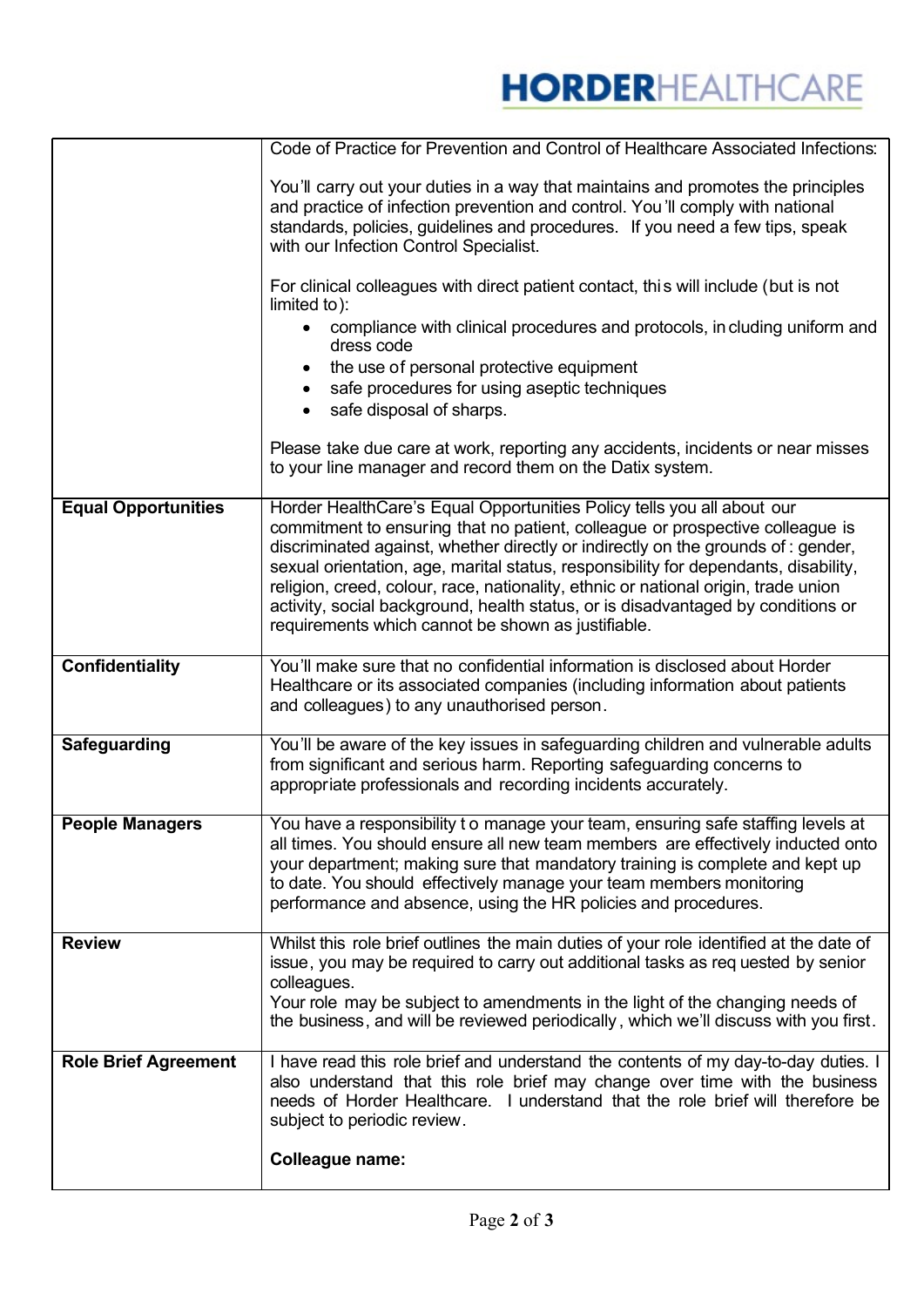| | |
|---|---|
| | Code of Practice for Prevention and Control of Healthcare Associated Infections:<br><br>You'll carry out your duties in a way that maintains and promotes the principles and practice of infection prevention and control. You'll comply with national standards, policies, guidelines and procedures. If you need a few tips, speak with our Infection Control Specialist.<br><br>For clinical colleagues with direct patient contact, this will include (but is not limited to):<br>• compliance with clinical procedures and protocols, including uniform and dress code<br>• the use of personal protective equipment<br>• safe procedures for using aseptic techniques<br>• safe disposal of sharps.<br><br>Please take due care at work, reporting any accidents, incidents or near misses to your line manager and record them on the Datix system. |
| **Equal Opportunities** | Horder HealthCare's Equal Opportunities Policy tells you all about our commitment to ensuring that no patient, colleague or prospective colleague is discriminated against, whether directly or indirectly on the grounds of: gender, sexual orientation, age, marital status, responsibility for dependants, disability, religion, creed, colour, race, nationality, ethnic or national origin, trade union activity, social background, health status, or is disadvantaged by conditions or requirements which cannot be shown as justifiable. |
| **Confidentiality** | You'll make sure that no confidential information is disclosed about Horder Healthcare or its associated companies (including information about patients and colleagues) to any unauthorised person. |
| **Safeguarding** | You'll be aware of the key issues in safeguarding children and vulnerable adults from significant and serious harm. Reporting safeguarding concerns to appropriate professionals and recording incidents accurately. |
| **People Managers** | You have a responsibility to manage your team, ensuring safe staffing levels at all times. You should ensure all new team members are effectively inducted onto your department; making sure that mandatory training is complete and kept up to date. You should effectively manage your team members monitoring performance and absence, using the HR policies and procedures. |
| **Review** | Whilst this role brief outlines the main duties of your role identified at the date of issue, you may be required to carry out additional tasks as requested by senior colleagues.<br>Your role may be subject to amendments in the light of the changing needs of the business, and will be reviewed periodically, which we'll discuss with you first. |
| **Role Brief Agreement** | I have read this role brief and understand the contents of my day-to-day duties. I also understand that this role brief may change over time with the business needs of Horder Healthcare. I understand that the role brief will therefore be subject to periodic review.<br><br>**Colleague name:** |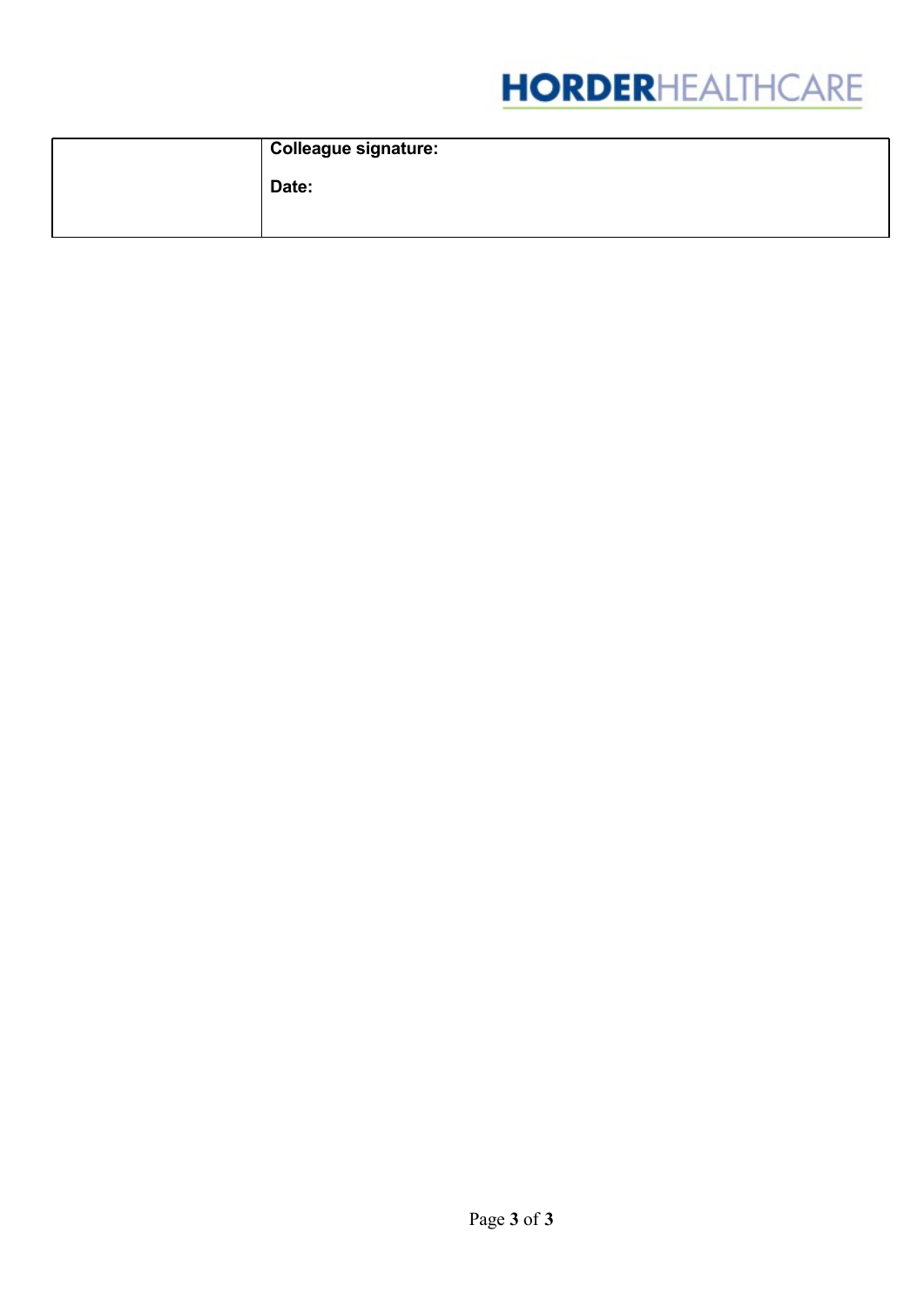| | |
|---|---|
| | **Colleague signature:**<br><br>**Date:** |